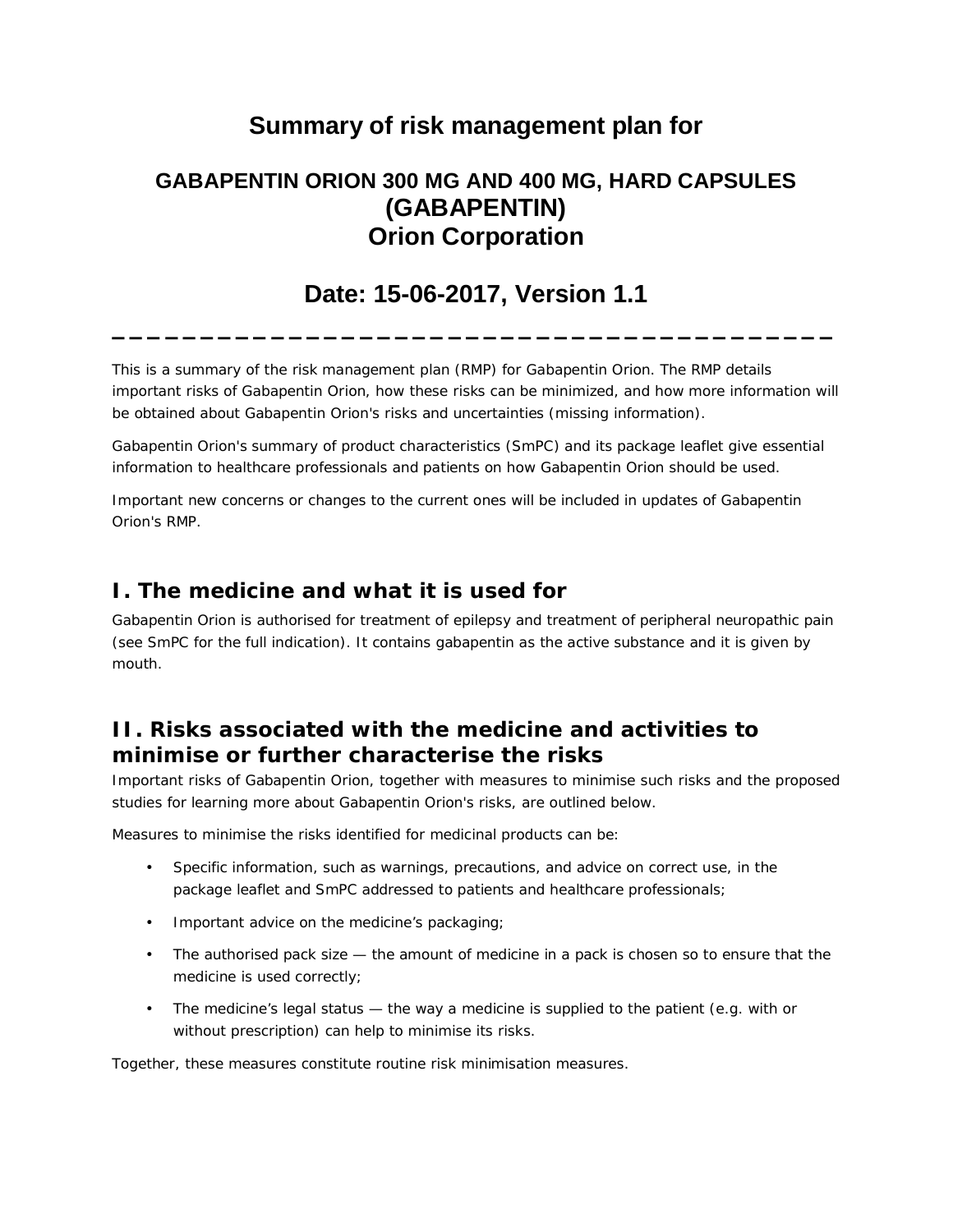# Summary of risk management plan for

## GABAPENTIN ORION 300 MG AND 400 MG, HARD CAPSULES (GABAPENTIN) Orion Corporation

## Date: 15-06-2017, Version 1.1

---

This is a summary of the risk management plan (RMP) for Gabapentin Orion. The RMP details important risks of Gabapentin Orion, how these risks can be minimized, and how more information will be obtained about Gabapentin Orion's risks and uncertainties (missing information).

Gabapentin Orion's summary of product characteristics (SmPC) and its package leaflet give essential information to healthcare professionals and patients on how Gabapentin Orion should be used.

Important new concerns or changes to the current ones will be included in updates of Gabapentin Orion's RMP.

## I. The medicine and what it is used for

Gabapentin Orion is authorised for treatment of epilepsy and treatment of peripheral neuropathic pain (see SmPC for the full indication). It contains gabapentin as the active substance and it is given by mouth.

## II. Risks associated with the medicine and activities to minimise or further characterise the risks

Important risks of Gabapentin Orion, together with measures to minimise such risks and the proposed studies for learning more about Gabapentin Orion's risks, are outlined below.

Measures to minimise the risks identified for medicinal products can be:

- Specific information, such as warnings, precautions, and advice on correct use, in the package leaflet and SmPC addressed to patients and healthcare professionals;
- Important advice on the medicine's packaging;
- The authorised pack size — the amount of medicine in a pack is chosen so to ensure that the medicine is used correctly;
- The medicine's legal status — the way a medicine is supplied to the patient (e.g. with or without prescription) can help to minimise its risks.

Together, these measures constitute routine risk minimisation measures.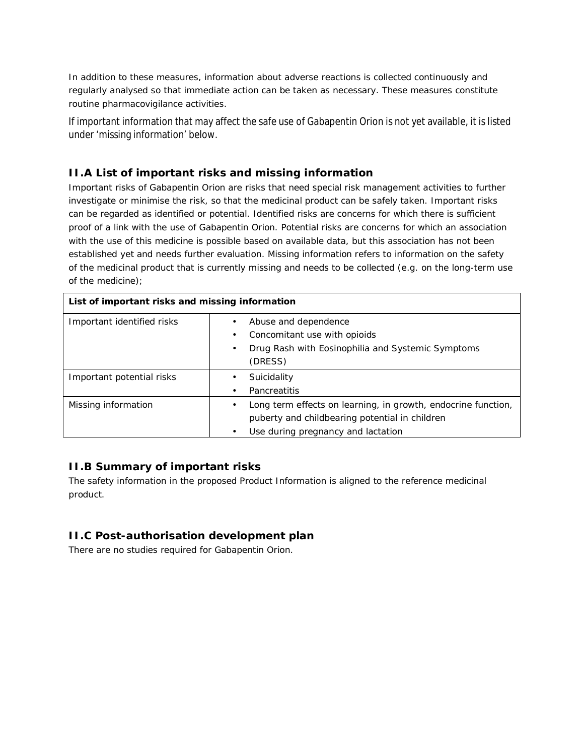In addition to these measures, information about adverse reactions is collected continuously and regularly analysed so that immediate action can be taken as necessary. These measures constitute routine pharmacovigilance activities.

If important information that may affect the safe use of Gabapentin Orion is not yet available, it is listed under 'missing information' below.

## II.A List of important risks and missing information

Important risks of Gabapentin Orion are risks that need special risk management activities to further investigate or minimise the risk, so that the medicinal product can be safely taken. Important risks can be regarded as identified or potential. Identified risks are concerns for which there is sufficient proof of a link with the use of Gabapentin Orion. Potential risks are concerns for which an association with the use of this medicine is possible based on available data, but this association has not been established yet and needs further evaluation. Missing information refers to information on the safety of the medicinal product that is currently missing and needs to be collected (e.g. on the long-term use of the medicine);

| **List of important risks and missing information** | |
|---|---|
| Important identified risks | • Abuse and dependence<br>• Concomitant use with opioids<br>• Drug Rash with Eosinophilia and Systemic Symptoms (DRESS) |
| Important potential risks | • Suicidality<br>• Pancreatitis |
| Missing information | • Long term effects on learning, in growth, endocrine function, puberty and childbearing potential in children<br>• Use during pregnancy and lactation |

## II.B Summary of important risks

The safety information in the proposed Product Information is aligned to the reference medicinal product.

## II.C Post-authorisation development plan

There are no studies required for Gabapentin Orion.